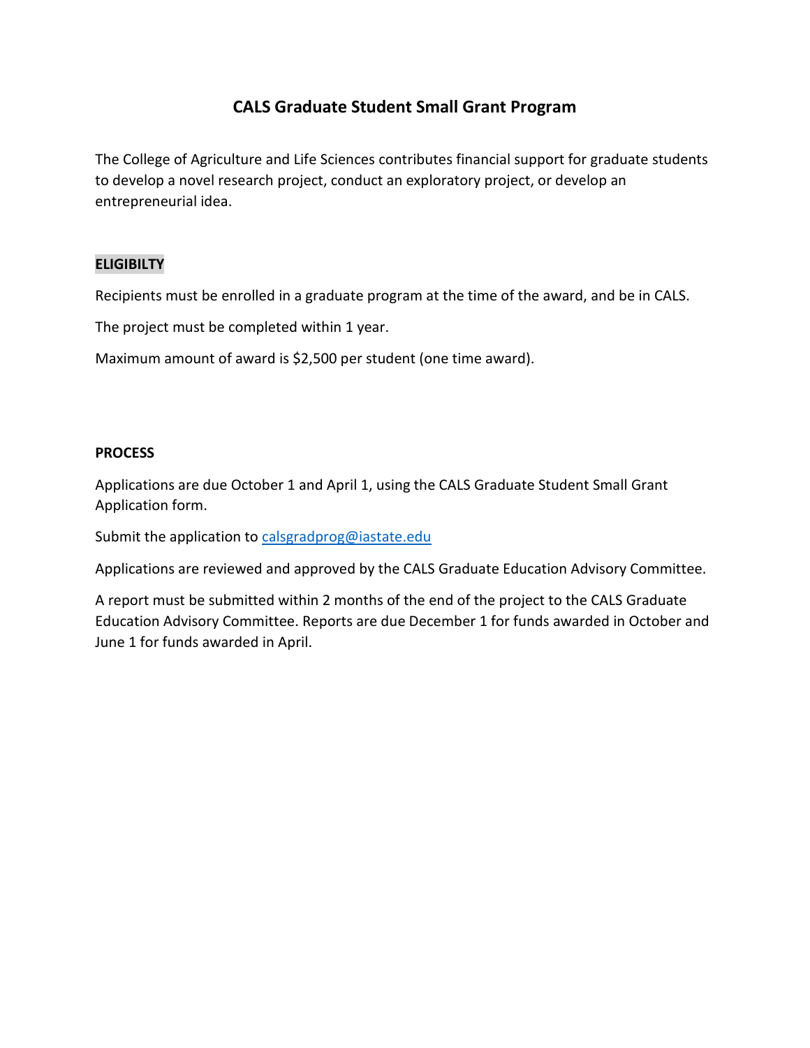# CALS Graduate Student Small Grant Program

The College of Agriculture and Life Sciences contributes financial support for graduate students to develop a novel research project, conduct an exploratory project, or develop an entrepreneurial idea.

## ELIGIBILTY

Recipients must be enrolled in a graduate program at the time of the award, and be in CALS.

The project must be completed within 1 year.

Maximum amount of award is $2,500 per student (one time award).

## PROCESS

Applications are due October 1 and April 1, using the CALS Graduate Student Small Grant Application form.

Submit the application to calsgradprog@iastate.edu

Applications are reviewed and approved by the CALS Graduate Education Advisory Committee.

A report must be submitted within 2 months of the end of the project to the CALS Graduate Education Advisory Committee. Reports are due December 1 for funds awarded in October and June 1 for funds awarded in April.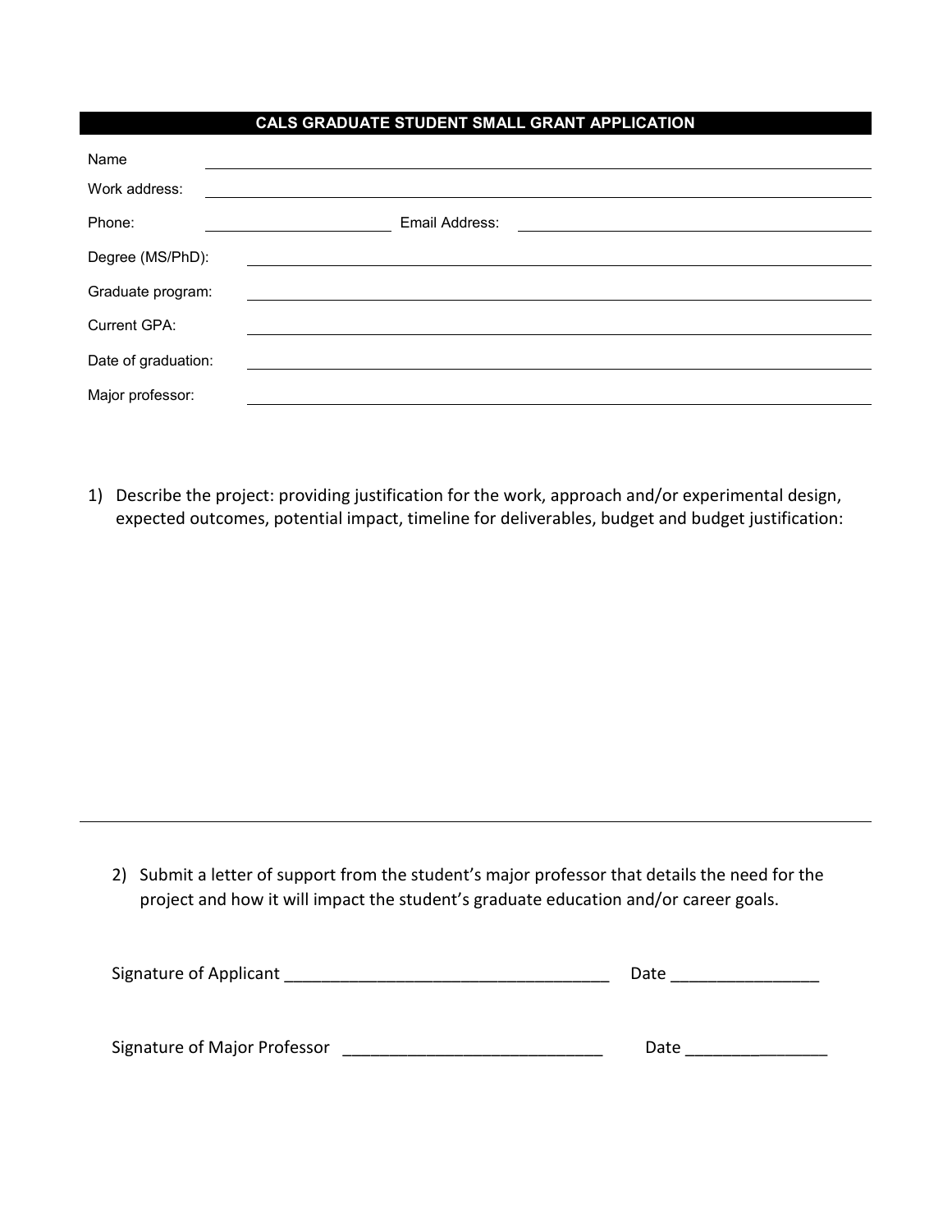## CALS GRADUATE STUDENT SMALL GRANT APPLICATION

Name ______________________________________________

Work address: ______________________________________________

Phone: ____________________ Email Address: ______________________________

Degree (MS/PhD): ______________________________________________

Graduate program: ______________________________________________

Current GPA: ______________________________________________

Date of graduation: ______________________________________________

Major professor: ______________________________________________

1) Describe the project: providing justification for the work, approach and/or experimental design, expected outcomes, potential impact, timeline for deliverables, budget and budget justification:

---

2) Submit a letter of support from the student's major professor that details the need for the project and how it will impact the student's graduate education and/or career goals.

Signature of Applicant ___________________________________ Date _______________

Signature of Major Professor ____________________________ Date _______________